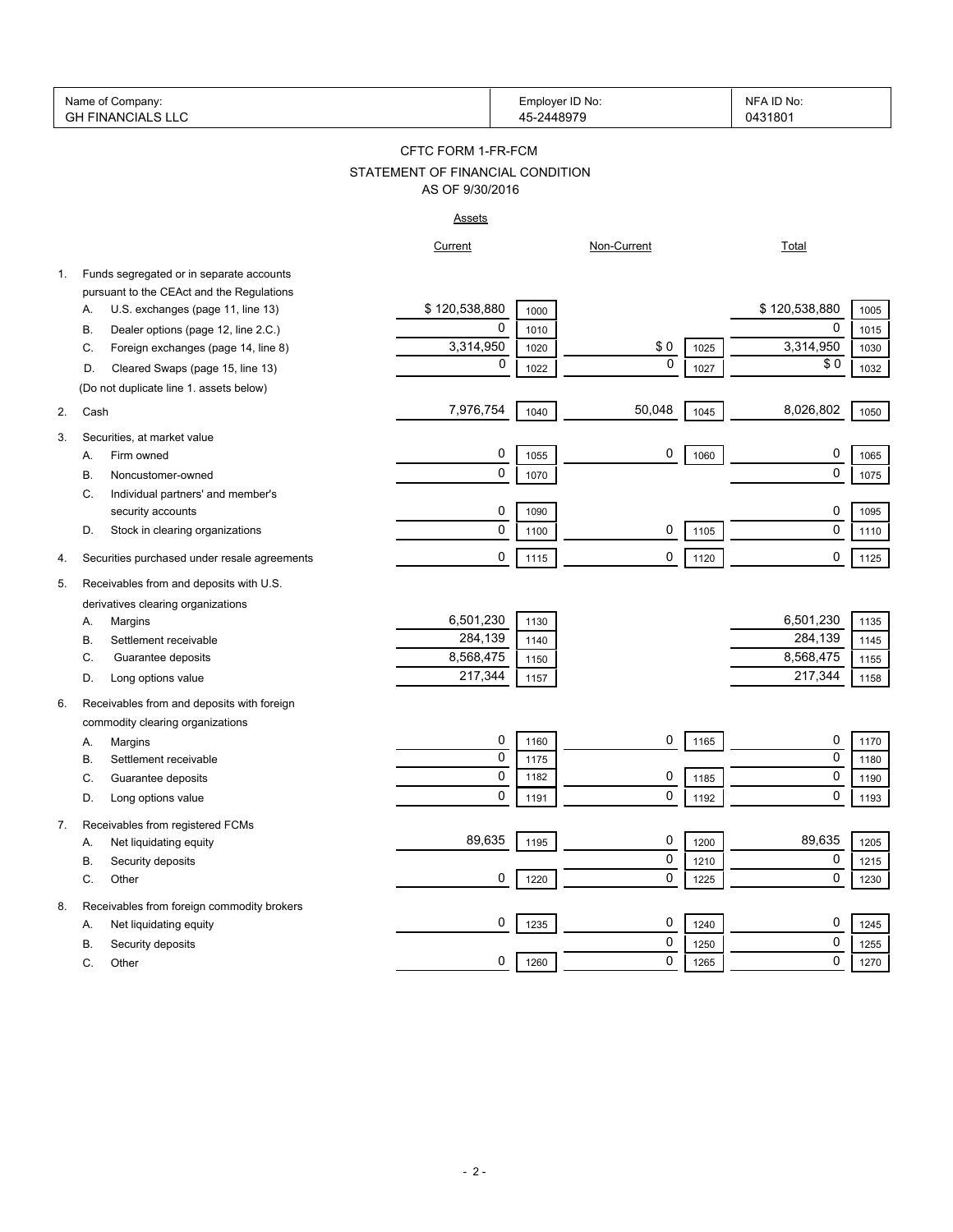| Name of Company: | Employer ID No: | NFA ID No: |
|---|---|---|
| GH FINANCIALS LLC | 45-2448979 | 0431801 |

# CFTC FORM 1-FR-FCM

## STATEMENT OF FINANCIAL CONDITION

### AS OF 9/30/2016

**Assets**

| | | Current | | Non-Current | | Total | |
|---|---|---|---|---|---|---|---|
| 1. | Funds segregated or in separate accounts pursuant to the CEAct and the Regulations | | | | | | |
| | A. U.S. exchanges (page 11, line 13) | $ 120,538,880 | 1000 | | | $ 120,538,880 | 1005 |
| | B. Dealer options (page 12, line 2.C.) | 0 | 1010 | | | 0 | 1015 |
| | C. Foreign exchanges (page 14, line 8) | 3,314,950 | 1020 | $ 0 | 1025 | 3,314,950 | 1030 |
| | D. Cleared Swaps (page 15, line 13) | 0 | 1022 | 0 | 1027 | $ 0 | 1032 |
| | (Do not duplicate line 1. assets below) | | | | | | |
| 2. | Cash | 7,976,754 | 1040 | 50,048 | 1045 | 8,026,802 | 1050 |
| 3. | Securities, at market value | | | | | | |
| | A. Firm owned | 0 | 1055 | 0 | 1060 | 0 | 1065 |
| | B. Noncustomer-owned | 0 | 1070 | | | 0 | 1075 |
| | C. Individual partners' and member's security accounts | 0 | 1090 | | | 0 | 1095 |
| | D. Stock in clearing organizations | 0 | 1100 | 0 | 1105 | 0 | 1110 |
| 4. | Securities purchased under resale agreements | 0 | 1115 | 0 | 1120 | 0 | 1125 |
| 5. | Receivables from and deposits with U.S. derivatives clearing organizations | | | | | | |
| | A. Margins | 6,501,230 | 1130 | | | 6,501,230 | 1135 |
| | B. Settlement receivable | 284,139 | 1140 | | | 284,139 | 1145 |
| | C. Guarantee deposits | 8,568,475 | 1150 | | | 8,568,475 | 1155 |
| | D. Long options value | 217,344 | 1157 | | | 217,344 | 1158 |
| 6. | Receivables from and deposits with foreign commodity clearing organizations | | | | | | |
| | A. Margins | 0 | 1160 | 0 | 1165 | 0 | 1170 |
| | B. Settlement receivable | 0 | 1175 | | | 0 | 1180 |
| | C. Guarantee deposits | 0 | 1182 | 0 | 1185 | 0 | 1190 |
| | D. Long options value | 0 | 1191 | 0 | 1192 | 0 | 1193 |
| 7. | Receivables from registered FCMs | | | | | | |
| | A. Net liquidating equity | 89,635 | 1195 | 0 | 1200 | 89,635 | 1205 |
| | B. Security deposits | | | 0 | 1210 | 0 | 1215 |
| | C. Other | 0 | 1220 | 0 | 1225 | 0 | 1230 |
| 8. | Receivables from foreign commodity brokers | | | | | | |
| | A. Net liquidating equity | 0 | 1235 | 0 | 1240 | 0 | 1245 |
| | B. Security deposits | | | 0 | 1250 | 0 | 1255 |
| | C. Other | 0 | 1260 | 0 | 1265 | 0 | 1270 |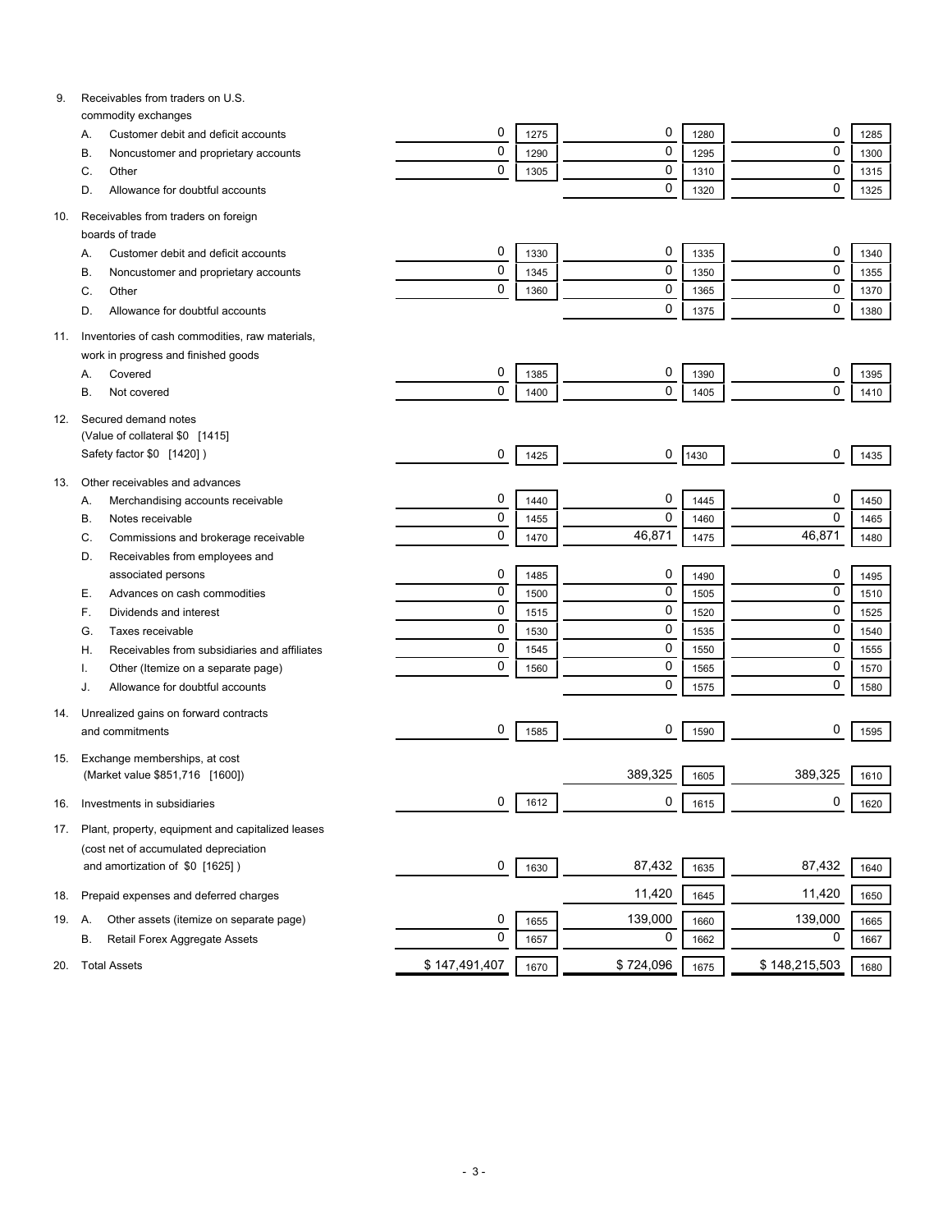| | | | | | | |
|---|---|---|---|---|---|---|
| 9. Receivables from traders on U.S. commodity exchanges | | | | | | |
| A. Customer debit and deficit accounts | 0 | 1275 | 0 | 1280 | 0 | 1285 |
| B. Noncustomer and proprietary accounts | 0 | 1290 | 0 | 1295 | 0 | 1300 |
| C. Other | 0 | 1305 | 0 | 1310 | 0 | 1315 |
| D. Allowance for doubtful accounts | | | 0 | 1320 | 0 | 1325 |
| 10. Receivables from traders on foreign boards of trade | | | | | | |
| A. Customer debit and deficit accounts | 0 | 1330 | 0 | 1335 | 0 | 1340 |
| B. Noncustomer and proprietary accounts | 0 | 1345 | 0 | 1350 | 0 | 1355 |
| C. Other | 0 | 1360 | 0 | 1365 | 0 | 1370 |
| D. Allowance for doubtful accounts | | | 0 | 1375 | 0 | 1380 |
| 11. Inventories of cash commodities, raw materials, work in progress and finished goods | | | | | | |
| A. Covered | 0 | 1385 | 0 | 1390 | 0 | 1395 |
| B. Not covered | 0 | 1400 | 0 | 1405 | 0 | 1410 |
| 12. Secured demand notes (Value of collateral $0 [1415] Safety factor $0 [1420] ) | 0 | 1425 | 0 | 1430 | 0 | 1435 |
| 13. Other receivables and advances | | | | | | |
| A. Merchandising accounts receivable | 0 | 1440 | 0 | 1445 | 0 | 1450 |
| B. Notes receivable | 0 | 1455 | 0 | 1460 | 0 | 1465 |
| C. Commissions and brokerage receivable | 0 | 1470 | 46,871 | 1475 | 46,871 | 1480 |
| D. Receivables from employees and associated persons | 0 | 1485 | 0 | 1490 | 0 | 1495 |
| E. Advances on cash commodities | 0 | 1500 | 0 | 1505 | 0 | 1510 |
| F. Dividends and interest | 0 | 1515 | 0 | 1520 | 0 | 1525 |
| G. Taxes receivable | 0 | 1530 | 0 | 1535 | 0 | 1540 |
| H. Receivables from subsidiaries and affiliates | 0 | 1545 | 0 | 1550 | 0 | 1555 |
| I. Other (Itemize on a separate page) | 0 | 1560 | 0 | 1565 | 0 | 1570 |
| J. Allowance for doubtful accounts | | | 0 | 1575 | 0 | 1580 |
| 14. Unrealized gains on forward contracts and commitments | 0 | 1585 | 0 | 1590 | 0 | 1595 |
| 15. Exchange memberships, at cost (Market value $851,716 [1600]) | | | 389,325 | 1605 | 389,325 | 1610 |
| 16. Investments in subsidiaries | 0 | 1612 | 0 | 1615 | 0 | 1620 |
| 17. Plant, property, equipment and capitalized leases (cost net of accumulated depreciation and amortization of $0 [1625] ) | 0 | 1630 | 87,432 | 1635 | 87,432 | 1640 |
| 18. Prepaid expenses and deferred charges | | | 11,420 | 1645 | 11,420 | 1650 |
| 19. A. Other assets (itemize on separate page) | 0 | 1655 | 139,000 | 1660 | 139,000 | 1665 |
| B. Retail Forex Aggregate Assets | 0 | 1657 | 0 | 1662 | 0 | 1667 |
| 20. Total Assets | $ 147,491,407 | 1670 | $ 724,096 | 1675 | $ 148,215,503 | 1680 |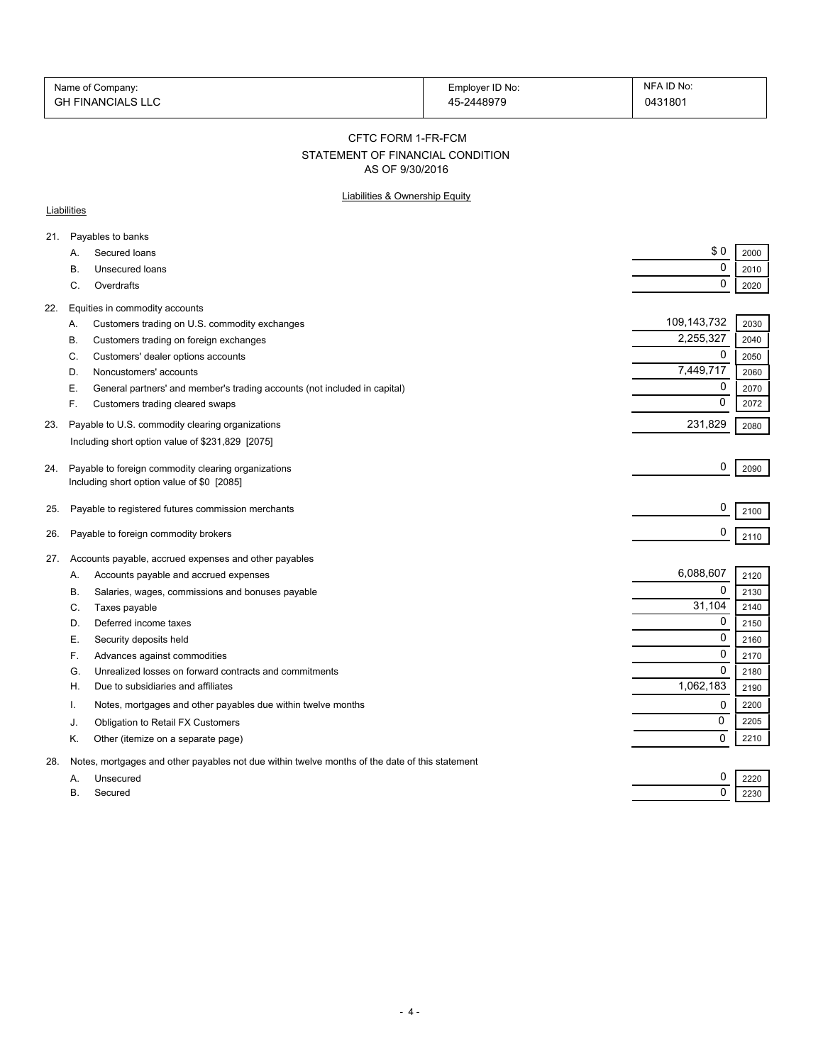| Name of Company: | Employer ID No: | NFA ID No: |
|---|---|---|
| GH FINANCIALS LLC | 45-2448979 | 0431801 |

## CFTC FORM 1-FR-FCM
## STATEMENT OF FINANCIAL CONDITION
## AS OF 9/30/2016

### Liabilities & Ownership Equity

**Liabilities**

| | | Amount | Code |
|---|---|---|---|
| 21. | Payables to banks | | |
| | A. Secured loans | $ 0 | 2000 |
| | B. Unsecured loans | 0 | 2010 |
| | C. Overdrafts | 0 | 2020 |
| 22. | Equities in commodity accounts | | |
| | A. Customers trading on U.S. commodity exchanges | 109,143,732 | 2030 |
| | B. Customers trading on foreign exchanges | 2,255,327 | 2040 |
| | C. Customers' dealer options accounts | 0 | 2050 |
| | D. Noncustomers' accounts | 7,449,717 | 2060 |
| | E. General partners' and member's trading accounts (not included in capital) | 0 | 2070 |
| | F. Customers trading cleared swaps | 0 | 2072 |
| 23. | Payable to U.S. commodity clearing organizations<br>Including short option value of $231,829 [2075] | 231,829 | 2080 |
| 24. | Payable to foreign commodity clearing organizations<br>Including short option value of $0 [2085] | 0 | 2090 |
| 25. | Payable to registered futures commission merchants | 0 | 2100 |
| 26. | Payable to foreign commodity brokers | 0 | 2110 |
| 27. | Accounts payable, accrued expenses and other payables | | |
| | A. Accounts payable and accrued expenses | 6,088,607 | 2120 |
| | B. Salaries, wages, commissions and bonuses payable | 0 | 2130 |
| | C. Taxes payable | 31,104 | 2140 |
| | D. Deferred income taxes | 0 | 2150 |
| | E. Security deposits held | 0 | 2160 |
| | F. Advances against commodities | 0 | 2170 |
| | G. Unrealized losses on forward contracts and commitments | 0 | 2180 |
| | H. Due to subsidiaries and affiliates | 1,062,183 | 2190 |
| | I. Notes, mortgages and other payables due within twelve months | 0 | 2200 |
| | J. Obligation to Retail FX Customers | 0 | 2205 |
| | K. Other (itemize on a separate page) | 0 | 2210 |
| 28. | Notes, mortgages and other payables not due within twelve months of the date of this statement | | |
| | A. Unsecured | 0 | 2220 |
| | B. Secured | 0 | 2230 |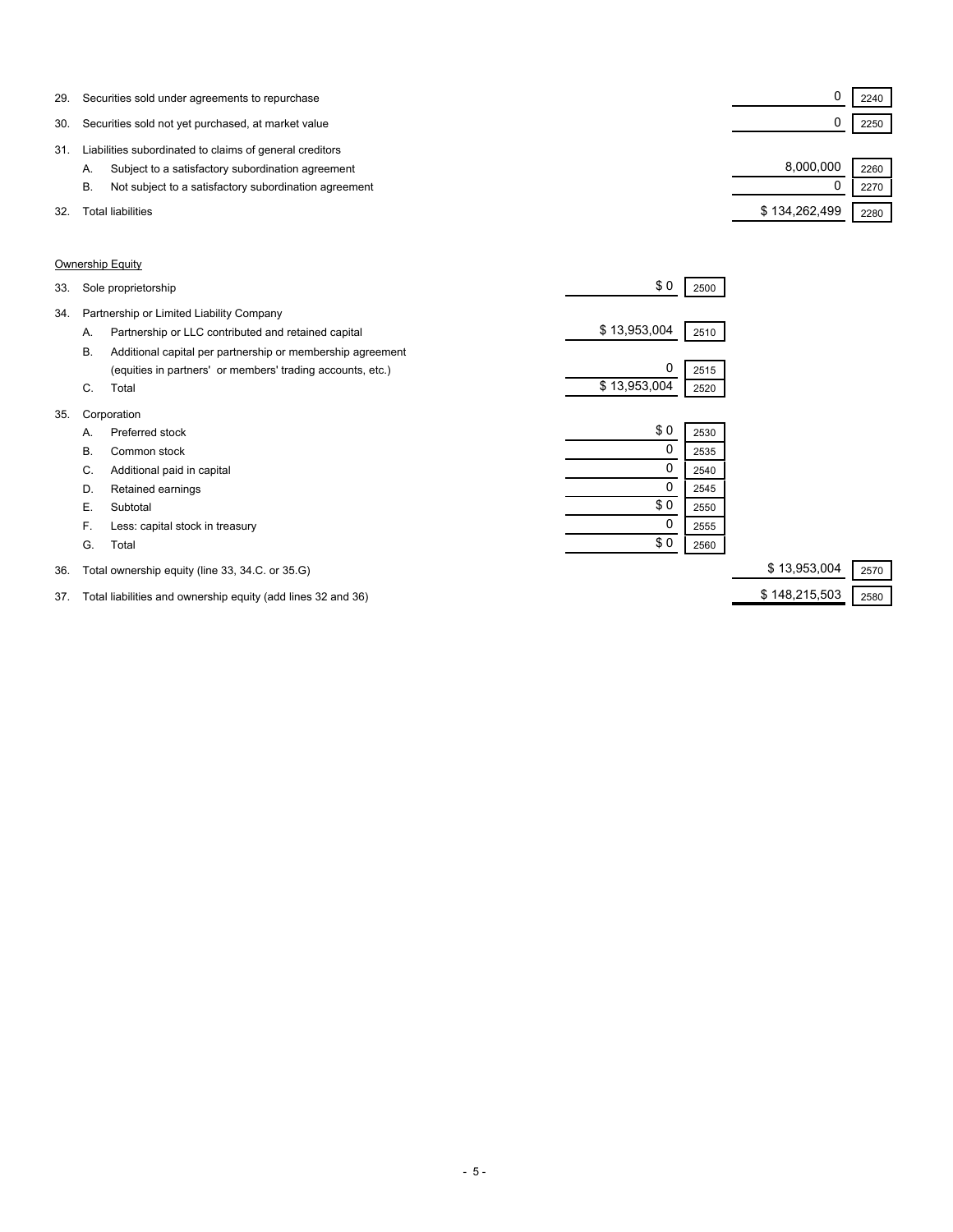| | | | | | |
|---|---|---|---|---|---|
| 29. | Securities sold under agreements to repurchase | | | 0 | 2240 |
| 30. | Securities sold not yet purchased, at market value | | | 0 | 2250 |
| 31. | Liabilities subordinated to claims of general creditors | | | | |
| | A. Subject to a satisfactory subordination agreement | | | 8,000,000 | 2260 |
| | B. Not subject to a satisfactory subordination agreement | | | 0 | 2270 |
| 32. | Total liabilities | | | $ 134,262,499 | 2280 |

<u>Ownership Equity</u>

| | | | | | |
|---|---|---|---|---|---|
| 33. | Sole proprietorship | $ 0 | 2500 | | |
| 34. | Partnership or Limited Liability Company | | | | |
| | A. Partnership or LLC contributed and retained capital | $ 13,953,004 | 2510 | | |
| | B. Additional capital per partnership or membership agreement (equities in partners' or members' trading accounts, etc.) | 0 | 2515 | | |
| | C. Total | $ 13,953,004 | 2520 | | |
| 35. | Corporation | | | | |
| | A. Preferred stock | $ 0 | 2530 | | |
| | B. Common stock | 0 | 2535 | | |
| | C. Additional paid in capital | 0 | 2540 | | |
| | D. Retained earnings | 0 | 2545 | | |
| | E. Subtotal | $ 0 | 2550 | | |
| | F. Less: capital stock in treasury | 0 | 2555 | | |
| | G. Total | $ 0 | 2560 | | |
| 36. | Total ownership equity (line 33, 34.C. or 35.G) | | | $ 13,953,004 | 2570 |
| 37. | Total liabilities and ownership equity (add lines 32 and 36) | | | $ 148,215,503 | 2580 |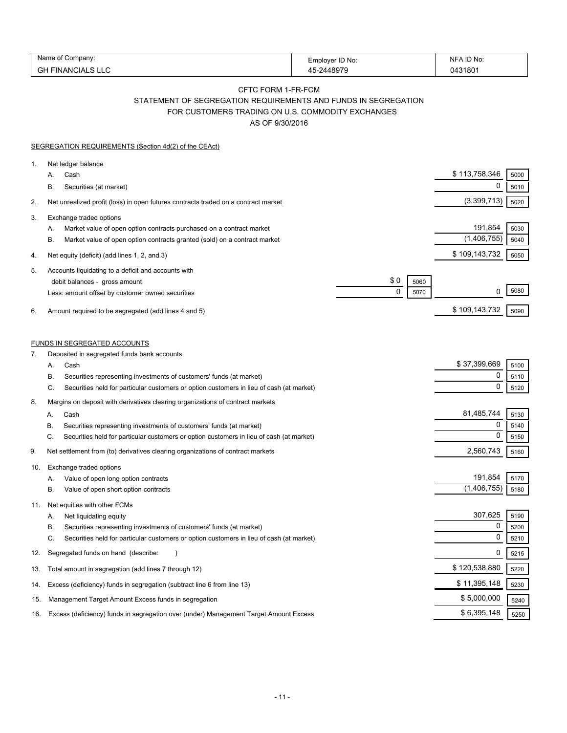| Name of Company: | Employer ID No: | NFA ID No: |
|---|---|---|
| GH FINANCIALS LLC | 45-2448979 | 0431801 |

## CFTC FORM 1-FR-FCM
## STATEMENT OF SEGREGATION REQUIREMENTS AND FUNDS IN SEGREGATION
## FOR CUSTOMERS TRADING ON U.S. COMMODITY EXCHANGES
### AS OF 9/30/2016

SEGREGATION REQUIREMENTS (Section 4d(2) of the CEAct)

| | | | | | |
|---|---|---|---|---|---|
| 1. | Net ledger balance | | | | |
| | A. Cash | | | $ 113,758,346 | 5000 |
| | B. Securities (at market) | | | 0 | 5010 |
| 2. | Net unrealized profit (loss) in open futures contracts traded on a contract market | | | (3,399,713) | 5020 |
| 3. | Exchange traded options | | | | |
| | A. Market value of open option contracts purchased on a contract market | | | 191,854 | 5030 |
| | B. Market value of open option contracts granted (sold) on a contract market | | | (1,406,755) | 5040 |
| 4. | Net equity (deficit) (add lines 1, 2, and 3) | | | $ 109,143,732 | 5050 |
| 5. | Accounts liquidating to a deficit and accounts with debit balances - gross amount | $ 0 | 5060 | | |
| | Less: amount offset by customer owned securities | 0 | 5070 | 0 | 5080 |
| 6. | Amount required to be segregated (add lines 4 and 5) | | | $ 109,143,732 | 5090 |

FUNDS IN SEGREGATED ACCOUNTS

| | | | |
|---|---|---|---|
| 7. | Deposited in segregated funds bank accounts | | |
| | A. Cash | $ 37,399,669 | 5100 |
| | B. Securities representing investments of customers' funds (at market) | 0 | 5110 |
| | C. Securities held for particular customers or option customers in lieu of cash (at market) | 0 | 5120 |
| 8. | Margins on deposit with derivatives clearing organizations of contract markets | | |
| | A. Cash | 81,485,744 | 5130 |
| | B. Securities representing investments of customers' funds (at market) | 0 | 5140 |
| | C. Securities held for particular customers or option customers in lieu of cash (at market) | 0 | 5150 |
| 9. | Net settlement from (to) derivatives clearing organizations of contract markets | 2,560,743 | 5160 |
| 10. | Exchange traded options | | |
| | A. Value of open long option contracts | 191,854 | 5170 |
| | B. Value of open short option contracts | (1,406,755) | 5180 |
| 11. | Net equities with other FCMs | | |
| | A. Net liquidating equity | 307,625 | 5190 |
| | B. Securities representing investments of customers' funds (at market) | 0 | 5200 |
| | C. Securities held for particular customers or option customers in lieu of cash (at market) | 0 | 5210 |
| 12. | Segregated funds on hand (describe: ) | 0 | 5215 |
| 13. | Total amount in segregation (add lines 7 through 12) | $ 120,538,880 | 5220 |
| 14. | Excess (deficiency) funds in segregation (subtract line 6 from line 13) | $ 11,395,148 | 5230 |
| 15. | Management Target Amount Excess funds in segregation | $ 5,000,000 | 5240 |
| 16. | Excess (deficiency) funds in segregation over (under) Management Target Amount Excess | $ 6,395,148 | 5250 |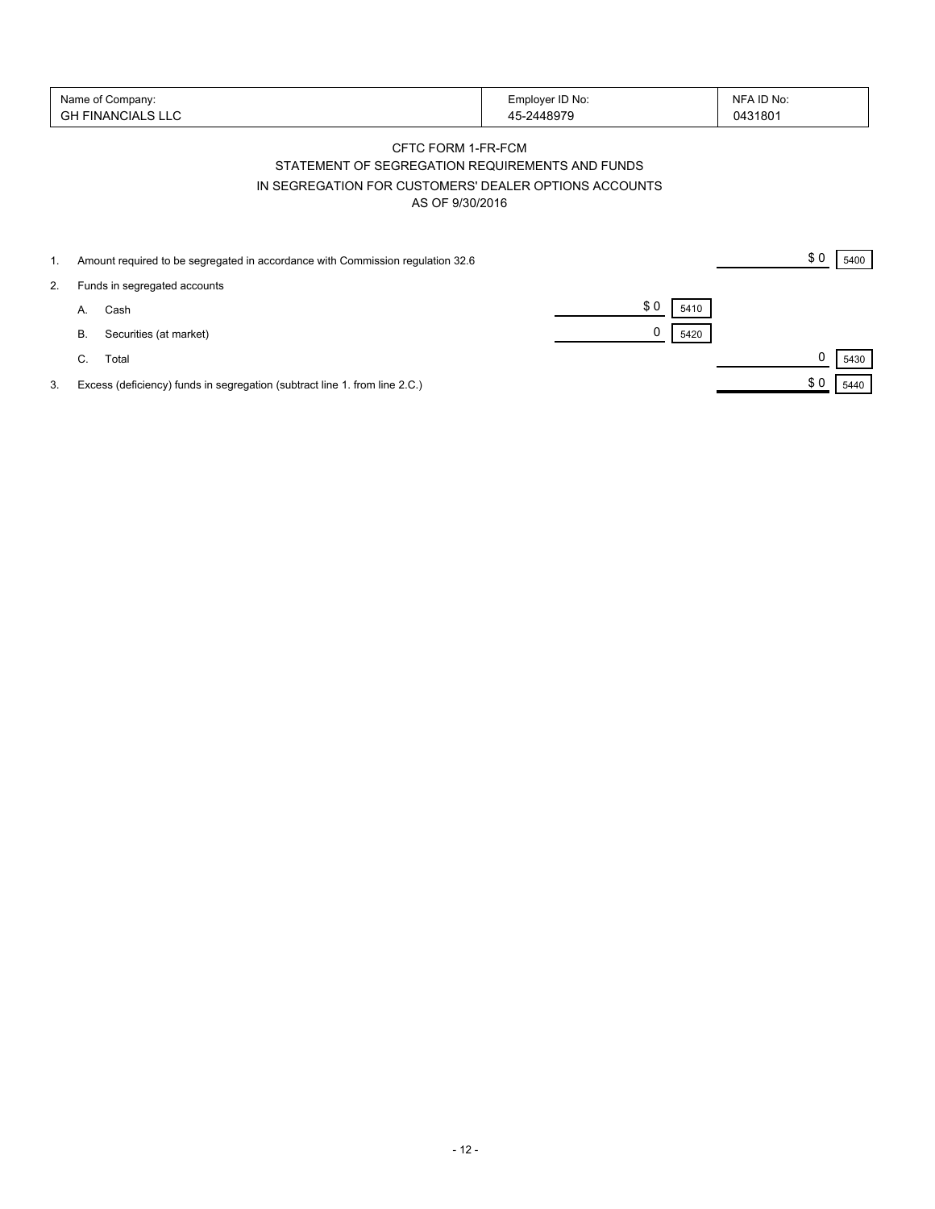| Name of Company: | Employer ID No: | NFA ID No: |
|---|---|---|
| GH FINANCIALS LLC | 45-2448979 | 0431801 |

# CFTC FORM 1-FR-FCM

## STATEMENT OF SEGREGATION REQUIREMENTS AND FUNDS IN SEGREGATION FOR CUSTOMERS' DEALER OPTIONS ACCOUNTS

### AS OF 9/30/2016

| | | | | | |
|---|---|---|---|---|---|
| 1. | Amount required to be segregated in accordance with Commission regulation 32.6 | | | $ 0 | 5400 |
| 2. | Funds in segregated accounts | | | | |
| | A. Cash | $ 0 | 5410 | | |
| | B. Securities (at market) | 0 | 5420 | | |
| | C. Total | | | 0 | 5430 |
| 3. | Excess (deficiency) funds in segregation (subtract line 1. from line 2.C.) | | | $ 0 | 5440 |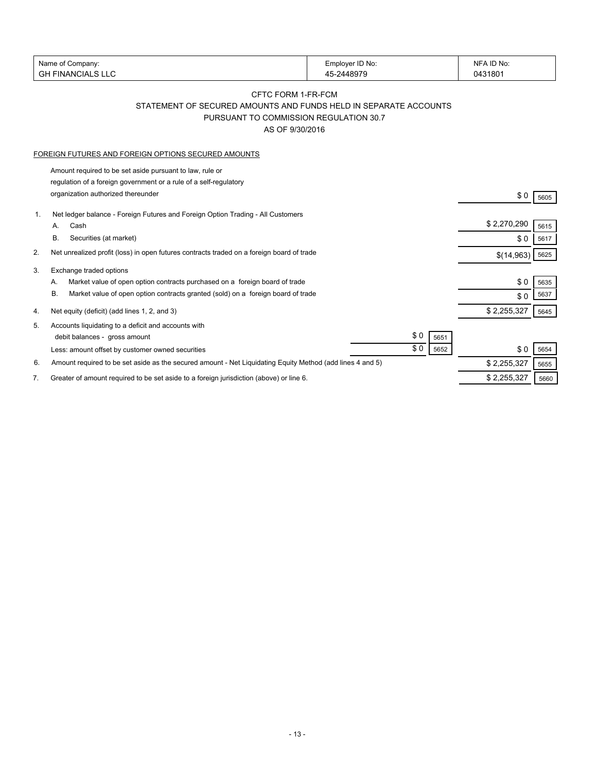| Name of Company: | Employer ID No: | NFA ID No: |
|---|---|---|
| GH FINANCIALS LLC | 45-2448979 | 0431801 |

## CFTC FORM 1-FR-FCM

## STATEMENT OF SECURED AMOUNTS AND FUNDS HELD IN SEPARATE ACCOUNTS PURSUANT TO COMMISSION REGULATION 30.7

### AS OF 9/30/2016

FOREIGN FUTURES AND FOREIGN OPTIONS SECURED AMOUNTS

| | | | | | |
|---|---|---|---|---|---|
| | Amount required to be set aside pursuant to law, rule or regulation of a foreign government or a rule of a self-regulatory organization authorized thereunder | | | $ 0 | 5605 |
| 1. | Net ledger balance - Foreign Futures and Foreign Option Trading - All Customers | | | | |
| | A. Cash | | | $ 2,270,290 | 5615 |
| | B. Securities (at market) | | | $ 0 | 5617 |
| 2. | Net unrealized profit (loss) in open futures contracts traded on a foreign board of trade | | | $(14,963) | 5625 |
| 3. | Exchange traded options | | | | |
| | A. Market value of open option contracts purchased on a foreign board of trade | | | $ 0 | 5635 |
| | B. Market value of open option contracts granted (sold) on a foreign board of trade | | | $ 0 | 5637 |
| 4. | Net equity (deficit) (add lines 1, 2, and 3) | | | $ 2,255,327 | 5645 |
| 5. | Accounts liquidating to a deficit and accounts with debit balances - gross amount | $ 0 | 5651 | | |
| | Less: amount offset by customer owned securities | $ 0 | 5652 | $ 0 | 5654 |
| 6. | Amount required to be set aside as the secured amount - Net Liquidating Equity Method (add lines 4 and 5) | | | $ 2,255,327 | 5655 |
| 7. | Greater of amount required to be set aside to a foreign jurisdiction (above) or line 6. | | | $ 2,255,327 | 5660 |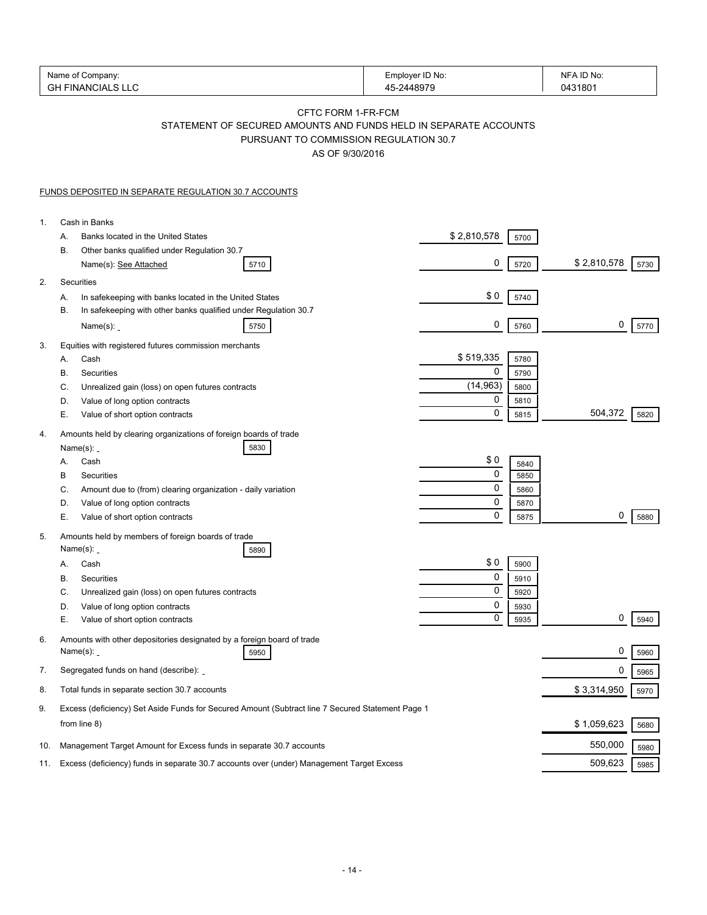| Name of Company: | Employer ID No: | NFA ID No: |
| --- | --- | --- |
| GH FINANCIALS LLC | 45-2448979 | 0431801 |

## CFTC FORM 1-FR-FCM
## STATEMENT OF SECURED AMOUNTS AND FUNDS HELD IN SEPARATE ACCOUNTS
## PURSUANT TO COMMISSION REGULATION 30.7
## AS OF 9/30/2016

FUNDS DEPOSITED IN SEPARATE REGULATION 30.7 ACCOUNTS

| | | | | | |
| --- | --- | --- | --- | --- | --- |
| 1. Cash in Banks | | | | | |
| A. Banks located in the United States | | $ 2,810,578 | 5700 | | |
| B. Other banks qualified under Regulation 30.7 Name(s): See Attached | 5710 | 0 | 5720 | $ 2,810,578 | 5730 |
| 2. Securities | | | | | |
| A. In safekeeping with banks located in the United States | | $ 0 | 5740 | | |
| B. In safekeeping with other banks qualified under Regulation 30.7 Name(s): | 5750 | 0 | 5760 | 0 | 5770 |
| 3. Equities with registered futures commission merchants | | | | | |
| A. Cash | | $ 519,335 | 5780 | | |
| B. Securities | | 0 | 5790 | | |
| C. Unrealized gain (loss) on open futures contracts | | (14,963) | 5800 | | |
| D. Value of long option contracts | | 0 | 5810 | | |
| E. Value of short option contracts | | 0 | 5815 | 504,372 | 5820 |
| 4. Amounts held by clearing organizations of foreign boards of trade Name(s): | 5830 | | | | |
| A. Cash | | $ 0 | 5840 | | |
| B Securities | | 0 | 5850 | | |
| C. Amount due to (from) clearing organization - daily variation | | 0 | 5860 | | |
| D. Value of long option contracts | | 0 | 5870 | | |
| E. Value of short option contracts | | 0 | 5875 | 0 | 5880 |
| 5. Amounts held by members of foreign boards of trade Name(s): | 5890 | | | | |
| A. Cash | | $ 0 | 5900 | | |
| B. Securities | | 0 | 5910 | | |
| C. Unrealized gain (loss) on open futures contracts | | 0 | 5920 | | |
| D. Value of long option contracts | | 0 | 5930 | | |
| E. Value of short option contracts | | 0 | 5935 | 0 | 5940 |
| 6. Amounts with other depositories designated by a foreign board of trade Name(s): | 5950 | | | 0 | 5960 |
| 7. Segregated funds on hand (describe): | | | | 0 | 5965 |
| 8. Total funds in separate section 30.7 accounts | | | | $ 3,314,950 | 5970 |
| 9. Excess (deficiency) Set Aside Funds for Secured Amount (Subtract line 7 Secured Statement Page 1 from line 8) | | | | $ 1,059,623 | 5680 |
| 10. Management Target Amount for Excess funds in separate 30.7 accounts | | | | 550,000 | 5980 |
| 11. Excess (deficiency) funds in separate 30.7 accounts over (under) Management Target Excess | | | | 509,623 | 5985 |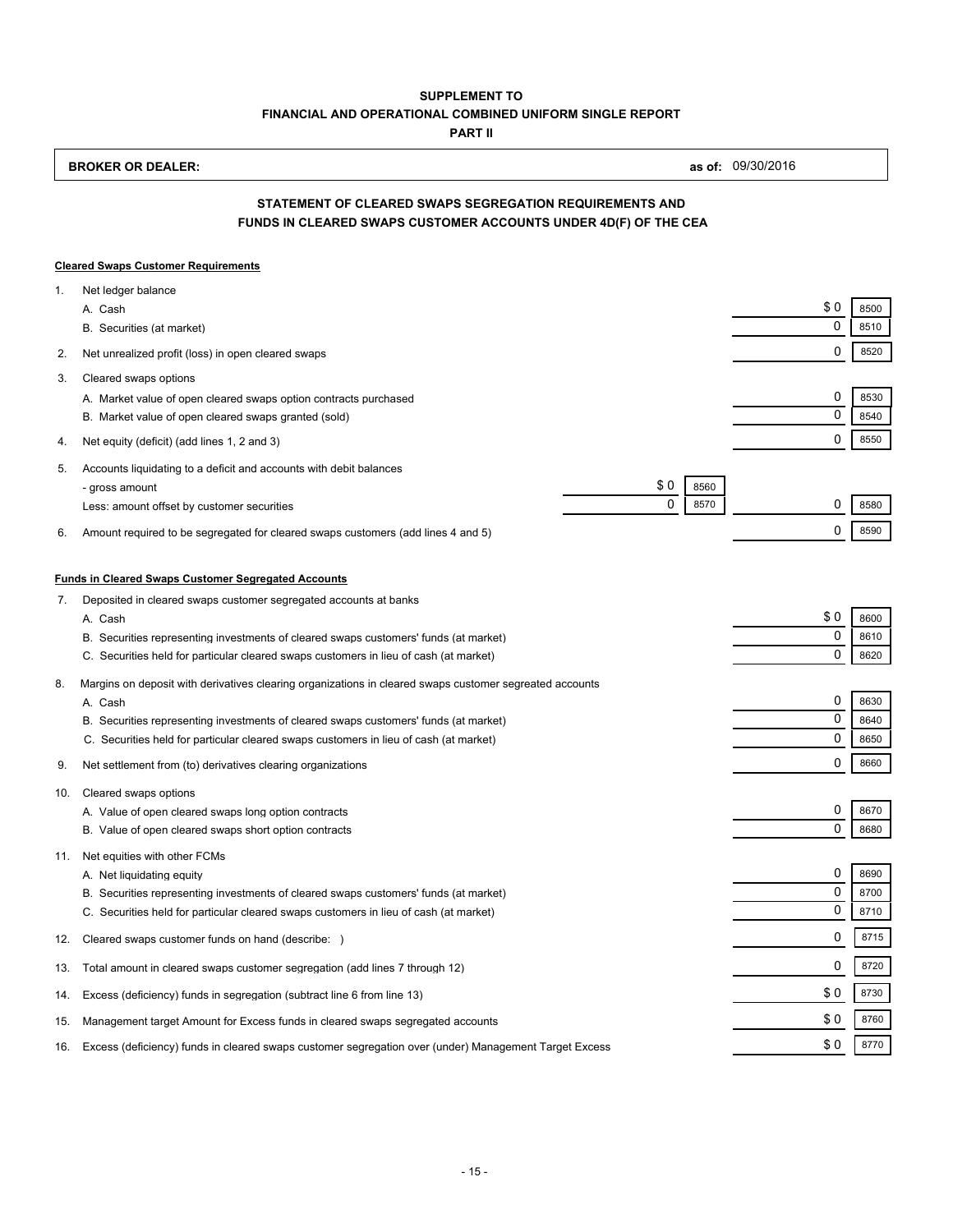**SUPPLEMENT TO**
**FINANCIAL AND OPERATIONAL COMBINED UNIFORM SINGLE REPORT**
**PART II**

**BROKER OR DEALER:** **as of:** 09/30/2016

## STATEMENT OF CLEARED SWAPS SEGREGATION REQUIREMENTS AND FUNDS IN CLEARED SWAPS CUSTOMER ACCOUNTS UNDER 4D(F) OF THE CEA

**Cleared Swaps Customer Requirements**

| | | | | | |
|---|---|---|---|---|---|
| 1. | Net ledger balance | | | | |
| | A. Cash | | | $ 0 | 8500 |
| | B. Securities (at market) | | | 0 | 8510 |
| 2. | Net unrealized profit (loss) in open cleared swaps | | | 0 | 8520 |
| 3. | Cleared swaps options | | | | |
| | A. Market value of open cleared swaps option contracts purchased | | | 0 | 8530 |
| | B. Market value of open cleared swaps granted (sold) | | | 0 | 8540 |
| 4. | Net equity (deficit) (add lines 1, 2 and 3) | | | 0 | 8550 |
| 5. | Accounts liquidating to a deficit and accounts with debit balances | | | | |
| | - gross amount | $ 0 | 8560 | | |
| | Less: amount offset by customer securities | 0 | 8570 | 0 | 8580 |
| 6. | Amount required to be segregated for cleared swaps customers (add lines 4 and 5) | | | 0 | 8590 |

**Funds in Cleared Swaps Customer Segregated Accounts**

| | | | |
|---|---|---|---|
| 7. | Deposited in cleared swaps customer segregated accounts at banks | | |
| | A. Cash | $ 0 | 8600 |
| | B. Securities representing investments of cleared swaps customers' funds (at market) | 0 | 8610 |
| | C. Securities held for particular cleared swaps customers in lieu of cash (at market) | 0 | 8620 |
| 8. | Margins on deposit with derivatives clearing organizations in cleared swaps customer segreated accounts | | |
| | A. Cash | 0 | 8630 |
| | B. Securities representing investments of cleared swaps customers' funds (at market) | 0 | 8640 |
| | C. Securities held for particular cleared swaps customers in lieu of cash (at market) | 0 | 8650 |
| 9. | Net settlement from (to) derivatives clearing organizations | 0 | 8660 |
| 10. | Cleared swaps options | | |
| | A. Value of open cleared swaps long option contracts | 0 | 8670 |
| | B. Value of open cleared swaps short option contracts | 0 | 8680 |
| 11. | Net equities with other FCMs | | |
| | A. Net liquidating equity | 0 | 8690 |
| | B. Securities representing investments of cleared swaps customers' funds (at market) | 0 | 8700 |
| | C. Securities held for particular cleared swaps customers in lieu of cash (at market) | 0 | 8710 |
| 12. | Cleared swaps customer funds on hand (describe: ) | 0 | 8715 |
| 13. | Total amount in cleared swaps customer segregation (add lines 7 through 12) | 0 | 8720 |
| 14. | Excess (deficiency) funds in segregation (subtract line 6 from line 13) | $ 0 | 8730 |
| 15. | Management target Amount for Excess funds in cleared swaps segregated accounts | $ 0 | 8760 |
| 16. | Excess (deficiency) funds in cleared swaps customer segregation over (under) Management Target Excess | $ 0 | 8770 |